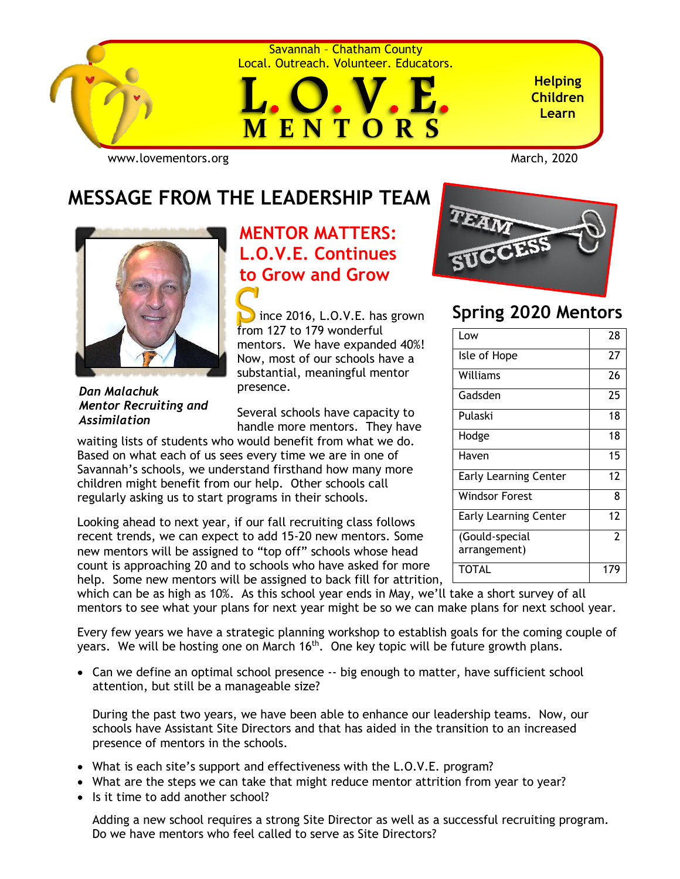Savannah – Chatham County
Local. Outreach. Volunteer. Educators.

# L.O.V.E. MENTORS

**Helping Children Learn**

www.lovementors.org

March, 2020

## MESSAGE FROM THE LEADERSHIP TEAM

***Dan Malachuk***
***Mentor Recruiting and Assimilation***

### MENTOR MATTERS: L.O.V.E. Continues to Grow and Grow

Since 2016, L.O.V.E. has grown from 127 to 179 wonderful mentors. We have expanded 40%! Now, most of our schools have a substantial, meaningful mentor presence.

Several schools have capacity to handle more mentors. They have waiting lists of students who would benefit from what we do. Based on what each of us sees every time we are in one of Savannah's schools, we understand firsthand how many more children might benefit from our help. Other schools call regularly asking us to start programs in their schools.

Looking ahead to next year, if our fall recruiting class follows recent trends, we can expect to add 15-20 new mentors. Some new mentors will be assigned to "top off" schools whose head count is approaching 20 and to schools who have asked for more help. Some new mentors will be assigned to back fill for attrition, which can be as high as 10%. As this school year ends in May, we'll take a short survey of all mentors to see what your plans for next year might be so we can make plans for next school year.

### Spring 2020 Mentors

| School | Mentors |
|---|---|
| Low | 28 |
| Isle of Hope | 27 |
| Williams | 26 |
| Gadsden | 25 |
| Pulaski | 18 |
| Hodge | 18 |
| Haven | 15 |
| Early Learning Center | 12 |
| Windsor Forest | 8 |
| Early Learning Center | 12 |
| (Gould-special arrangement) | 2 |
| TOTAL | 179 |

Every few years we have a strategic planning workshop to establish goals for the coming couple of years. We will be hosting one on March 16th. One key topic will be future growth plans.

- Can we define an optimal school presence -- big enough to matter, have sufficient school attention, but still be a manageable size?

  During the past two years, we have been able to enhance our leadership teams. Now, our schools have Assistant Site Directors and that has aided in the transition to an increased presence of mentors in the schools.

- What is each site's support and effectiveness with the L.O.V.E. program?
- What are the steps we can take that might reduce mentor attrition from year to year?
- Is it time to add another school?

  Adding a new school requires a strong Site Director as well as a successful recruiting program. Do we have mentors who feel called to serve as Site Directors?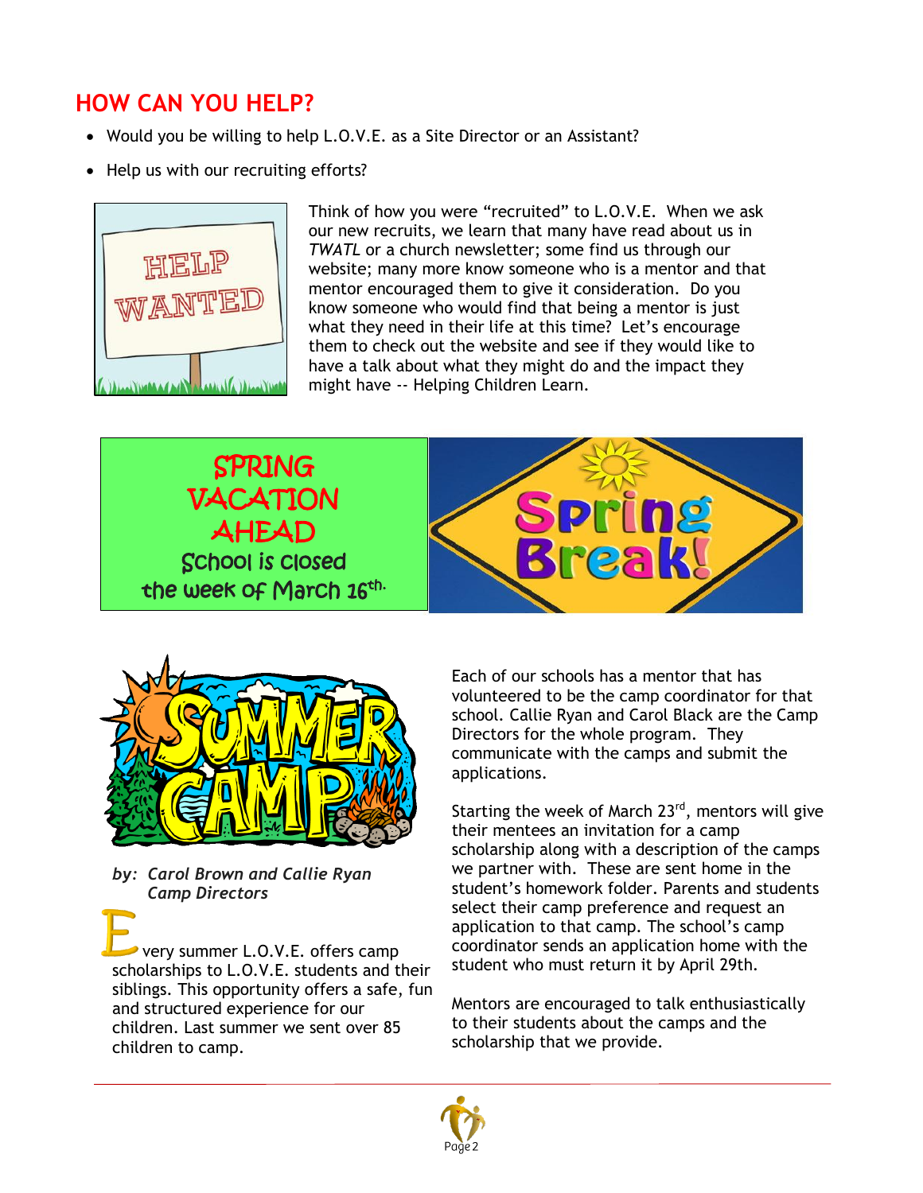## HOW CAN YOU HELP?

- Would you be willing to help L.O.V.E. as a Site Director or an Assistant?
- Help us with our recruiting efforts?

Think of how you were "recruited" to L.O.V.E. When we ask our new recruits, we learn that many have read about us in *TWATL* or a church newsletter; some find us through our website; many more know someone who is a mentor and that mentor encouraged them to give it consideration. Do you know someone who would find that being a mentor is just what they need in their life at this time? Let's encourage them to check out the website and see if they would like to have a talk about what they might do and the impact they might have -- Helping Children Learn.

**SPRING VACATION AHEAD**

School is closed the week of March 16th.

Spring Break!

## SUMMER CAMP

*by: Carol Brown and Callie Ryan*
*Camp Directors*

Every summer L.O.V.E. offers camp scholarships to L.O.V.E. students and their siblings. This opportunity offers a safe, fun and structured experience for our children. Last summer we sent over 85 children to camp.

Each of our schools has a mentor that has volunteered to be the camp coordinator for that school. Callie Ryan and Carol Black are the Camp Directors for the whole program. They communicate with the camps and submit the applications.

Starting the week of March 23rd, mentors will give their mentees an invitation for a camp scholarship along with a description of the camps we partner with. These are sent home in the student's homework folder. Parents and students select their camp preference and request an application to that camp. The school's camp coordinator sends an application home with the student who must return it by April 29th.

Mentors are encouraged to talk enthusiastically to their students about the camps and the scholarship that we provide.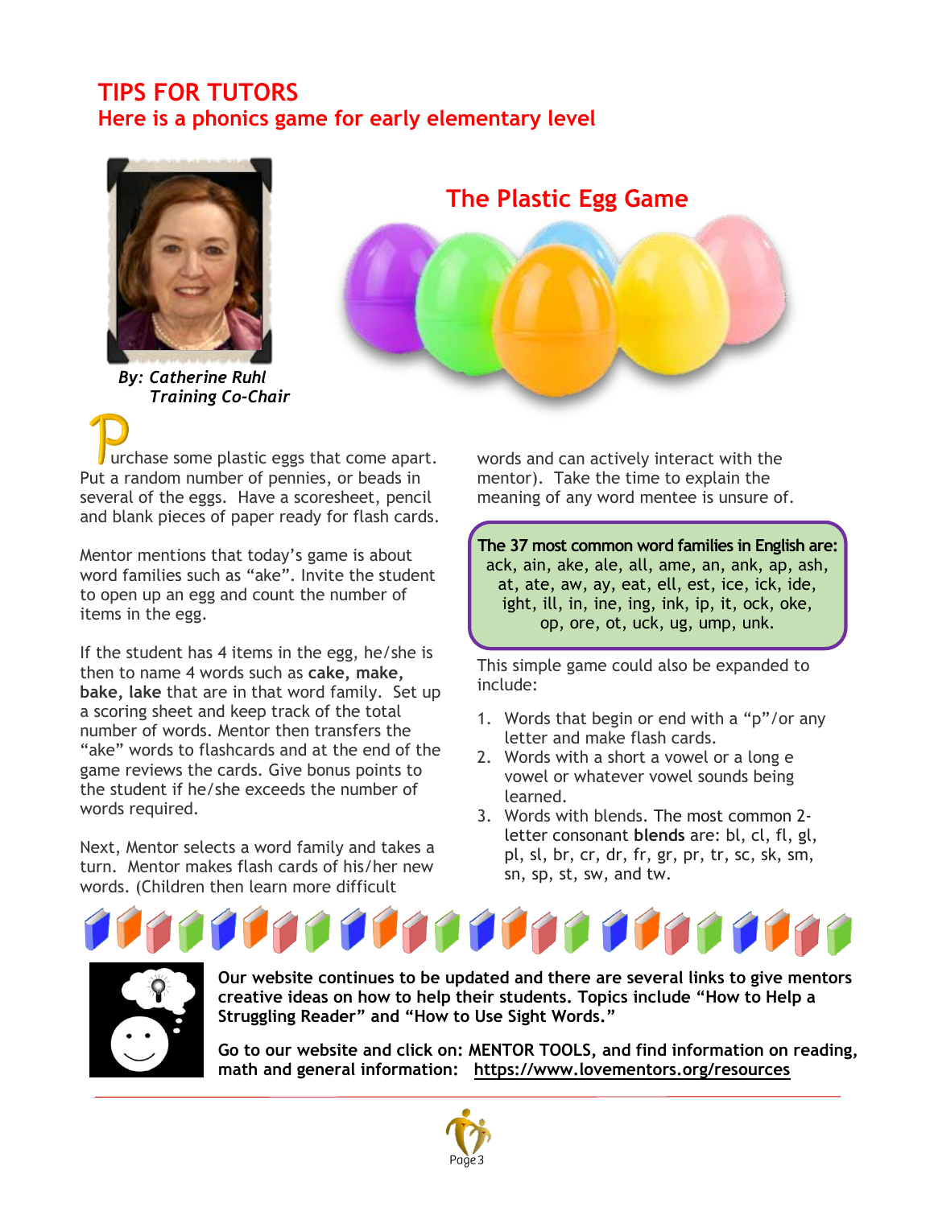# TIPS FOR TUTORS

## Here is a phonics game for early elementary level

*By: Catherine Ruhl*
*Training Co-Chair*

## The Plastic Egg Game

Purchase some plastic eggs that come apart. Put a random number of pennies, or beads in several of the eggs. Have a scoresheet, pencil and blank pieces of paper ready for flash cards.

Mentor mentions that today's game is about word families such as "ake". Invite the student to open up an egg and count the number of items in the egg.

If the student has 4 items in the egg, he/she is then to name 4 words such as **cake, make, bake, lake** that are in that word family. Set up a scoring sheet and keep track of the total number of words. Mentor then transfers the "ake" words to flashcards and at the end of the game reviews the cards. Give bonus points to the student if he/she exceeds the number of words required.

Next, Mentor selects a word family and takes a turn. Mentor makes flash cards of his/her new words. (Children then learn more difficult words and can actively interact with the mentor). Take the time to explain the meaning of any word mentee is unsure of.

**The 37 most common word families in English are:**
ack, ain, ake, ale, all, ame, an, ank, ap, ash, at, ate, aw, ay, eat, ell, est, ice, ick, ide, ight, ill, in, ine, ing, ink, ip, it, ock, oke, op, ore, ot, uck, ug, ump, unk.

This simple game could also be expanded to include:

1. Words that begin or end with a "p"/or any letter and make flash cards.
2. Words with a short a vowel or a long e vowel or whatever vowel sounds being learned.
3. Words with blends. The most common 2-letter consonant **blends** are: bl, cl, fl, gl, pl, sl, br, cr, dr, fr, gr, pr, tr, sc, sk, sm, sn, sp, st, sw, and tw.

**Our website continues to be updated and there are several links to give mentors creative ideas on how to help their students. Topics include "How to Help a Struggling Reader" and "How to Use Sight Words."**

**Go to our website and click on: MENTOR TOOLS, and find information on reading, math and general information: https://www.lovementors.org/resources**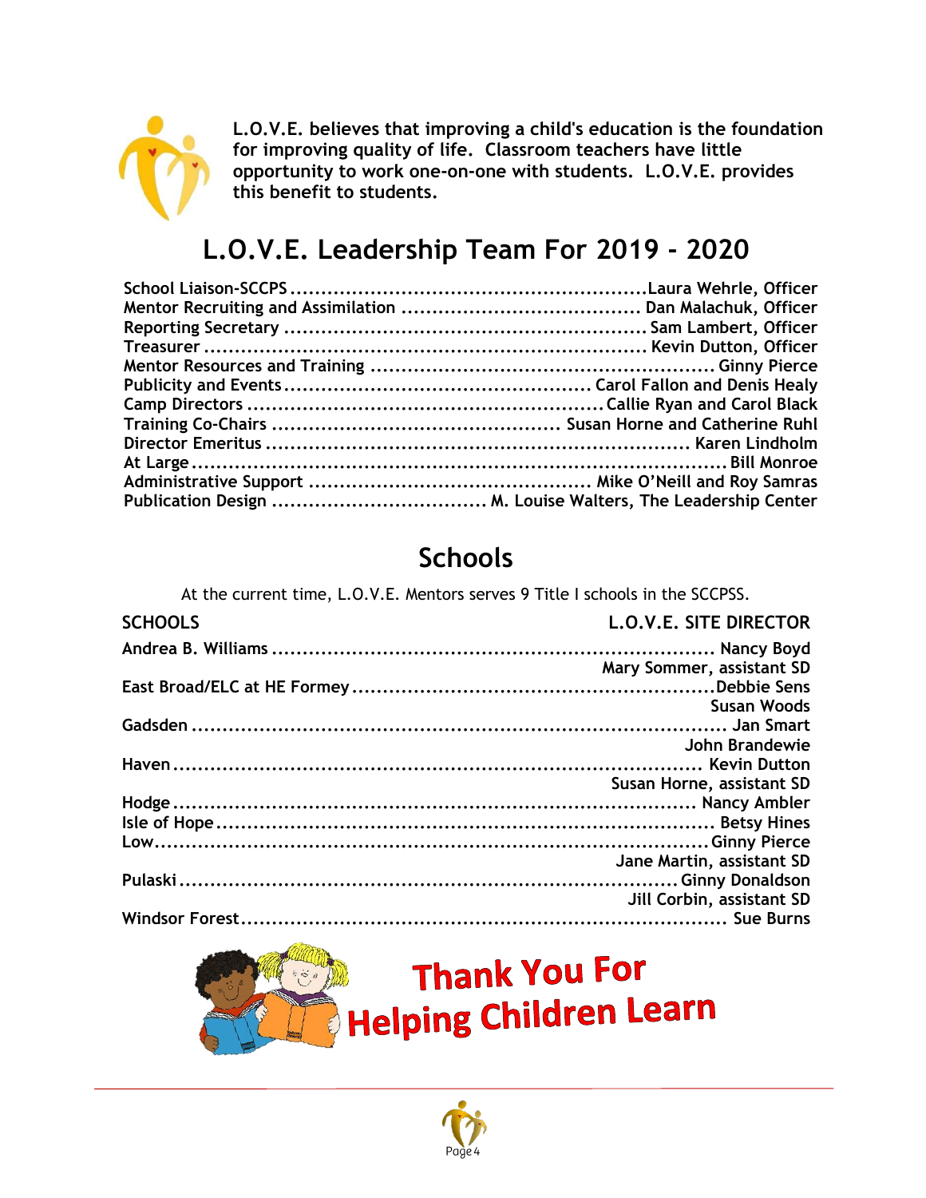**L.O.V.E. believes that improving a child's education is the foundation for improving quality of life. Classroom teachers have little opportunity to work one-on-one with students. L.O.V.E. provides this benefit to students.**

# L.O.V.E. Leadership Team For 2019 - 2020

| | |
|---|---|
| **School Liaison-SCCPS** | **Laura Wehrle, Officer** |
| **Mentor Recruiting and Assimilation** | **Dan Malachuk, Officer** |
| **Reporting Secretary** | **Sam Lambert, Officer** |
| **Treasurer** | **Kevin Dutton, Officer** |
| **Mentor Resources and Training** | **Ginny Pierce** |
| **Publicity and Events** | **Carol Fallon and Denis Healy** |
| **Camp Directors** | **Callie Ryan and Carol Black** |
| **Training Co-Chairs** | **Susan Horne and Catherine Ruhl** |
| **Director Emeritus** | **Karen Lindholm** |
| **At Large** | **Bill Monroe** |
| **Administrative Support** | **Mike O'Neill and Roy Samras** |
| **Publication Design** | **M. Louise Walters, The Leadership Center** |

# Schools

At the current time, L.O.V.E. Mentors serves 9 Title I schools in the SCCPSS.

| SCHOOLS | L.O.V.E. SITE DIRECTOR |
|---|---|
| **Andrea B. Williams** | **Nancy Boyd** |
| | **Mary Sommer, assistant SD** |
| **East Broad/ELC at HE Formey** | **Debbie Sens** |
| | **Susan Woods** |
| **Gadsden** | **Jan Smart** |
| | **John Brandewie** |
| **Haven** | **Kevin Dutton** |
| | **Susan Horne, assistant SD** |
| **Hodge** | **Nancy Ambler** |
| **Isle of Hope** | **Betsy Hines** |
| **Low** | **Ginny Pierce** |
| | **Jane Martin, assistant SD** |
| **Pulaski** | **Ginny Donaldson** |
| | **Jill Corbin, assistant SD** |
| **Windsor Forest** | **Sue Burns** |

**Thank You For Helping Children Learn**